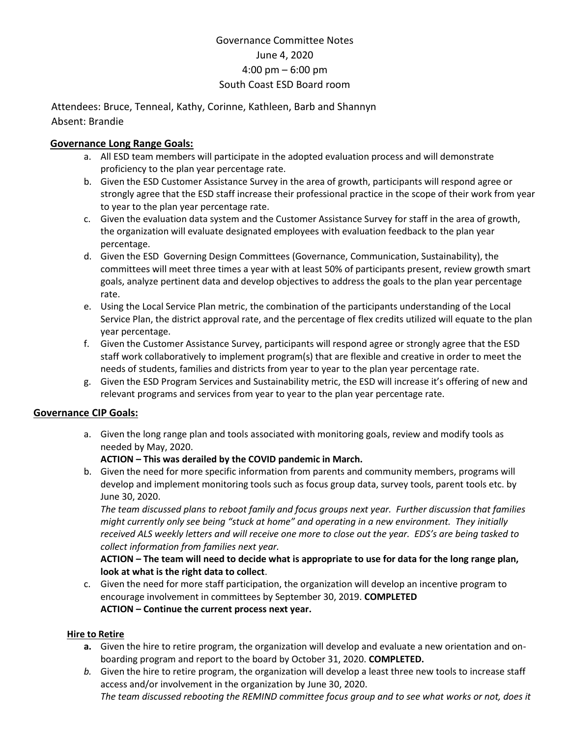Governance Committee Notes
June 4, 2020
4:00 pm – 6:00 pm
South Coast ESD Board room

Attendees: Bruce, Tenneal, Kathy, Corinne, Kathleen, Barb and Shannyn
Absent: Brandie

## Governance Long Range Goals:

a. All ESD team members will participate in the adopted evaluation process and will demonstrate proficiency to the plan year percentage rate.
b. Given the ESD Customer Assistance Survey in the area of growth, participants will respond agree or strongly agree that the ESD staff increase their professional practice in the scope of their work from year to year to the plan year percentage rate.
c. Given the evaluation data system and the Customer Assistance Survey for staff in the area of growth, the organization will evaluate designated employees with evaluation feedback to the plan year percentage.
d. Given the ESD Governing Design Committees (Governance, Communication, Sustainability), the committees will meet three times a year with at least 50% of participants present, review growth smart goals, analyze pertinent data and develop objectives to address the goals to the plan year percentage rate.
e. Using the Local Service Plan metric, the combination of the participants understanding of the Local Service Plan, the district approval rate, and the percentage of flex credits utilized will equate to the plan year percentage.
f. Given the Customer Assistance Survey, participants will respond agree or strongly agree that the ESD staff work collaboratively to implement program(s) that are flexible and creative in order to meet the needs of students, families and districts from year to year to the plan year percentage rate.
g. Given the ESD Program Services and Sustainability metric, the ESD will increase it's offering of new and relevant programs and services from year to year to the plan year percentage rate.

## Governance CIP Goals:

a. Given the long range plan and tools associated with monitoring goals, review and modify tools as needed by May, 2020.
   **ACTION – This was derailed by the COVID pandemic in March.**
b. Given the need for more specific information from parents and community members, programs will develop and implement monitoring tools such as focus group data, survey tools, parent tools etc. by June 30, 2020.
   *The team discussed plans to reboot family and focus groups next year. Further discussion that families might currently only see being "stuck at home" and operating in a new environment. They initially received ALS weekly letters and will receive one more to close out the year. EDS's are being tasked to collect information from families next year.*
   **ACTION – The team will need to decide what is appropriate to use for data for the long range plan, look at what is the right data to collect**.
c. Given the need for more staff participation, the organization will develop an incentive program to encourage involvement in committees by September 30, 2019. **COMPLETED**
   **ACTION – Continue the current process next year.**

### Hire to Retire

**a.** Given the hire to retire program, the organization will develop and evaluate a new orientation and on-boarding program and report to the board by October 31, 2020. **COMPLETED.**
*b.* Given the hire to retire program, the organization will develop a least three new tools to increase staff access and/or involvement in the organization by June 30, 2020.
   *The team discussed rebooting the REMIND committee focus group and to see what works or not, does it*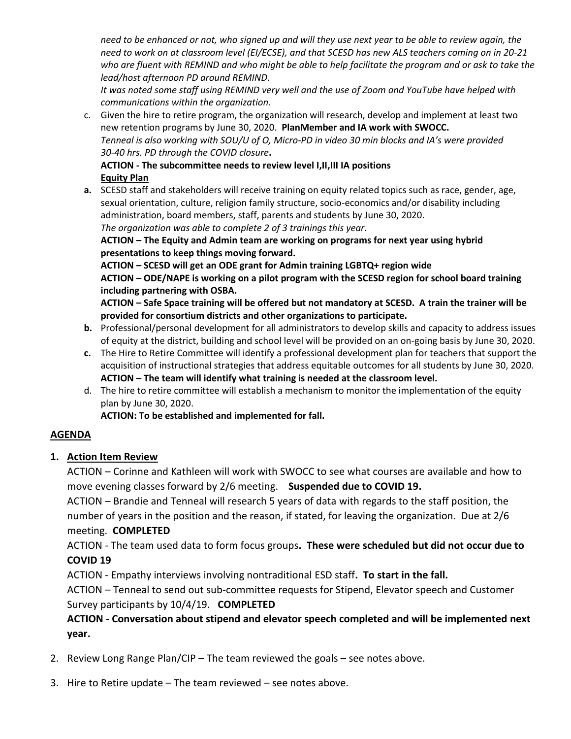*need to be enhanced or not, who signed up and will they use next year to be able to review again, the need to work on at classroom level (EI/ECSE), and that SCESD has new ALS teachers coming on in 20-21 who are fluent with REMIND and who might be able to help facilitate the program and or ask to take the lead/host afternoon PD around REMIND.*

*It was noted some staff using REMIND very well and the use of Zoom and YouTube have helped with communications within the organization.*

c. Given the hire to retire program, the organization will research, develop and implement at least two new retention programs by June 30, 2020. **PlanMember and IA work with SWOCC.**
*Tenneal is also working with SOU/U of O, Micro-PD in video 30 min blocks and IA's were provided 30-40 hrs. PD through the COVID closure***.**
**ACTION - The subcommittee needs to review level I,II,III IA positions**

**Equity Plan**

**a.** SCESD staff and stakeholders will receive training on equity related topics such as race, gender, age, sexual orientation, culture, religion family structure, socio-economics and/or disability including administration, board members, staff, parents and students by June 30, 2020.
*The organization was able to complete 2 of 3 trainings this year.*
**ACTION – The Equity and Admin team are working on programs for next year using hybrid presentations to keep things moving forward.**
**ACTION – SCESD will get an ODE grant for Admin training LGBTQ+ region wide**
**ACTION – ODE/NAPE is working on a pilot program with the SCESD region for school board training including partnering with OSBA.**
**ACTION – Safe Space training will be offered but not mandatory at SCESD. A train the trainer will be provided for consortium districts and other organizations to participate.**

**b.** Professional/personal development for all administrators to develop skills and capacity to address issues of equity at the district, building and school level will be provided on an on-going basis by June 30, 2020.

**c.** The Hire to Retire Committee will identify a professional development plan for teachers that support the acquisition of instructional strategies that address equitable outcomes for all students by June 30, 2020.
**ACTION – The team will identify what training is needed at the classroom level.**

d. The hire to retire committee will establish a mechanism to monitor the implementation of the equity plan by June 30, 2020.
**ACTION: To be established and implemented for fall.**

## AGENDA

1. **Action Item Review**

   ACTION – Corinne and Kathleen will work with SWOCC to see what courses are available and how to move evening classes forward by 2/6 meeting. **Suspended due to COVID 19.**

   ACTION – Brandie and Tenneal will research 5 years of data with regards to the staff position, the number of years in the position and the reason, if stated, for leaving the organization. Due at 2/6 meeting. **COMPLETED**

   ACTION - The team used data to form focus groups**. These were scheduled but did not occur due to COVID 19**

   ACTION - Empathy interviews involving nontraditional ESD staff**. To start in the fall.**

   ACTION – Tenneal to send out sub-committee requests for Stipend, Elevator speech and Customer Survey participants by 10/4/19. **COMPLETED**

   **ACTION - Conversation about stipend and elevator speech completed and will be implemented next year.**

2. Review Long Range Plan/CIP – The team reviewed the goals – see notes above.

3. Hire to Retire update – The team reviewed – see notes above.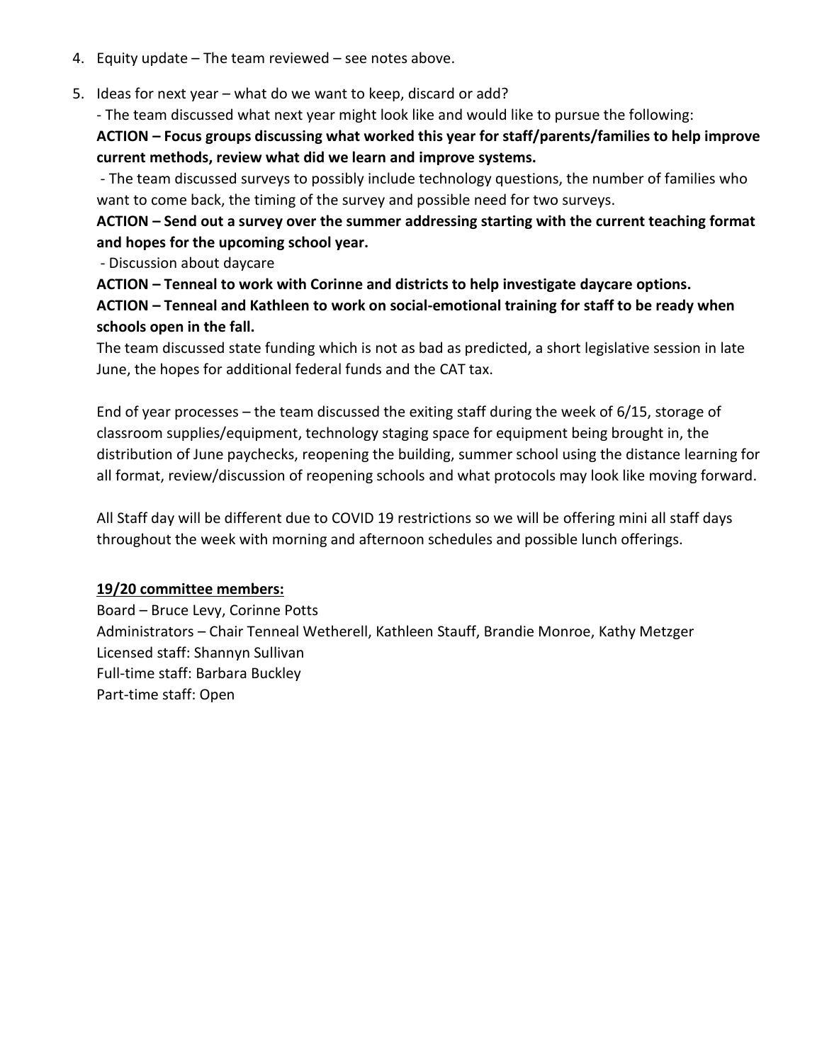4. Equity update – The team reviewed – see notes above.
5. Ideas for next year – what do we want to keep, discard or add?

   - The team discussed what next year might look like and would like to pursue the following:

   **ACTION – Focus groups discussing what worked this year for staff/parents/families to help improve current methods, review what did we learn and improve systems.**

   - The team discussed surveys to possibly include technology questions, the number of families who want to come back, the timing of the survey and possible need for two surveys.

   **ACTION – Send out a survey over the summer addressing starting with the current teaching format and hopes for the upcoming school year.**

   - Discussion about daycare

   **ACTION – Tenneal to work with Corinne and districts to help investigate daycare options.**

   **ACTION – Tenneal and Kathleen to work on social-emotional training for staff to be ready when schools open in the fall.**

   The team discussed state funding which is not as bad as predicted, a short legislative session in late June, the hopes for additional federal funds and the CAT tax.

   End of year processes – the team discussed the exiting staff during the week of 6/15, storage of classroom supplies/equipment, technology staging space for equipment being brought in, the distribution of June paychecks, reopening the building, summer school using the distance learning for all format, review/discussion of reopening schools and what protocols may look like moving forward.

   All Staff day will be different due to COVID 19 restrictions so we will be offering mini all staff days throughout the week with morning and afternoon schedules and possible lunch offerings.

**19/20 committee members:**

Board – Bruce Levy, Corinne Potts

Administrators – Chair Tenneal Wetherell, Kathleen Stauff, Brandie Monroe, Kathy Metzger

Licensed staff: Shannyn Sullivan

Full-time staff: Barbara Buckley

Part-time staff: Open